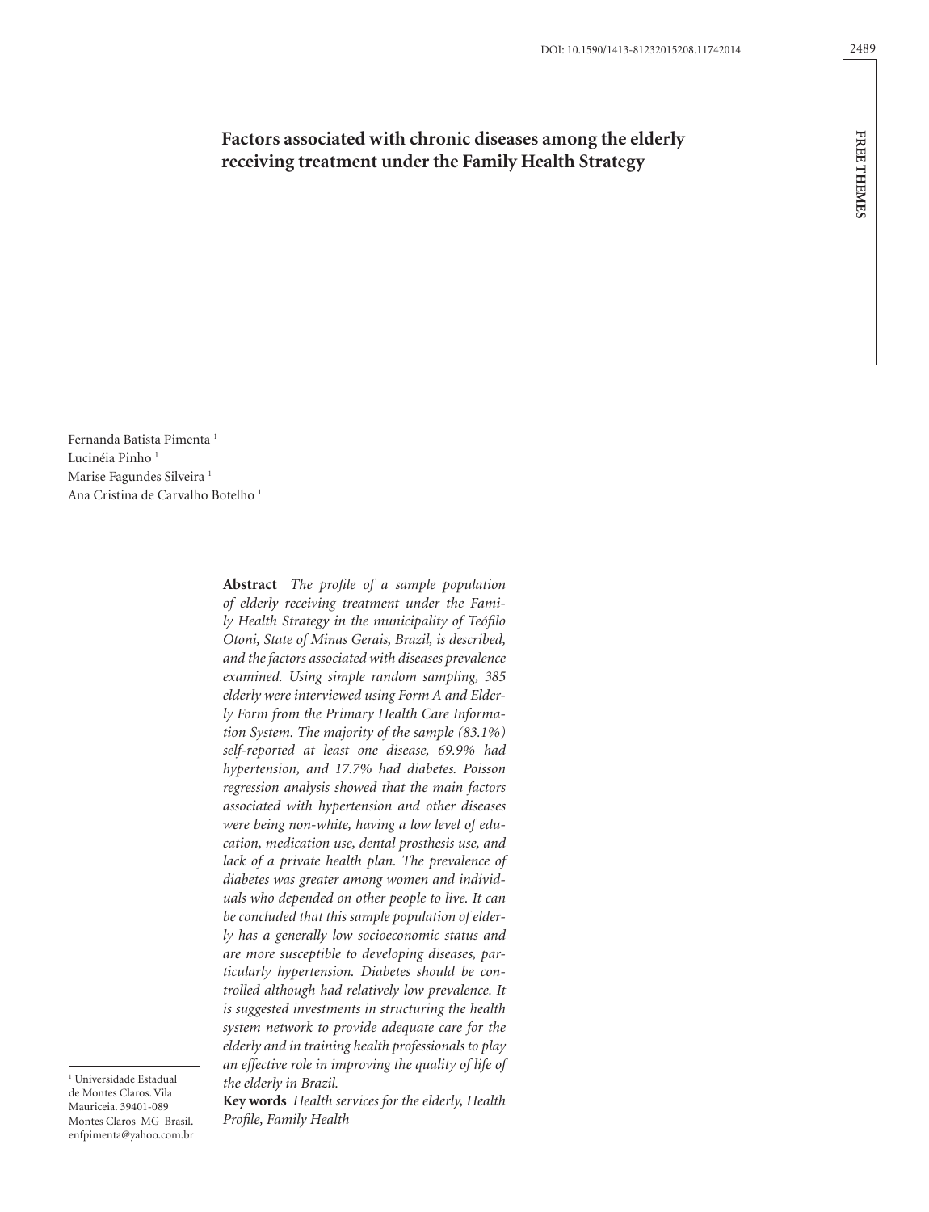# Factors associated with chronic diseases among the elderly receiving treatment under the Family Health Strategy

Fernanda Batista Pimenta [1]
Lucinéia Pinho [1]
Marise Fagundes Silveira [1]
Ana Cristina de Carvalho Botelho [1]

**Abstract** *The profile of a sample population of elderly receiving treatment under the Family Health Strategy in the municipality of Teófilo Otoni, State of Minas Gerais, Brazil, is described, and the factors associated with diseases prevalence examined. Using simple random sampling, 385 elderly were interviewed using Form A and Elderly Form from the Primary Health Care Information System. The majority of the sample (83.1%) self-reported at least one disease, 69.9% had hypertension, and 17.7% had diabetes. Poisson regression analysis showed that the main factors associated with hypertension and other diseases were being non-white, having a low level of education, medication use, dental prosthesis use, and lack of a private health plan. The prevalence of diabetes was greater among women and individuals who depended on other people to live. It can be concluded that this sample population of elderly has a generally low socioeconomic status and are more susceptible to developing diseases, particularly hypertension. Diabetes should be controlled although had relatively low prevalence. It is suggested investments in structuring the health system network to provide adequate care for the elderly and in training health professionals to play an effective role in improving the quality of life of the elderly in Brazil.*

**Key words** *Health services for the elderly, Health Profile, Family Health*

[1] Universidade Estadual de Montes Claros. Vila Mauriceia. 39401-089 Montes Claros MG Brasil. enfpimenta@yahoo.com.br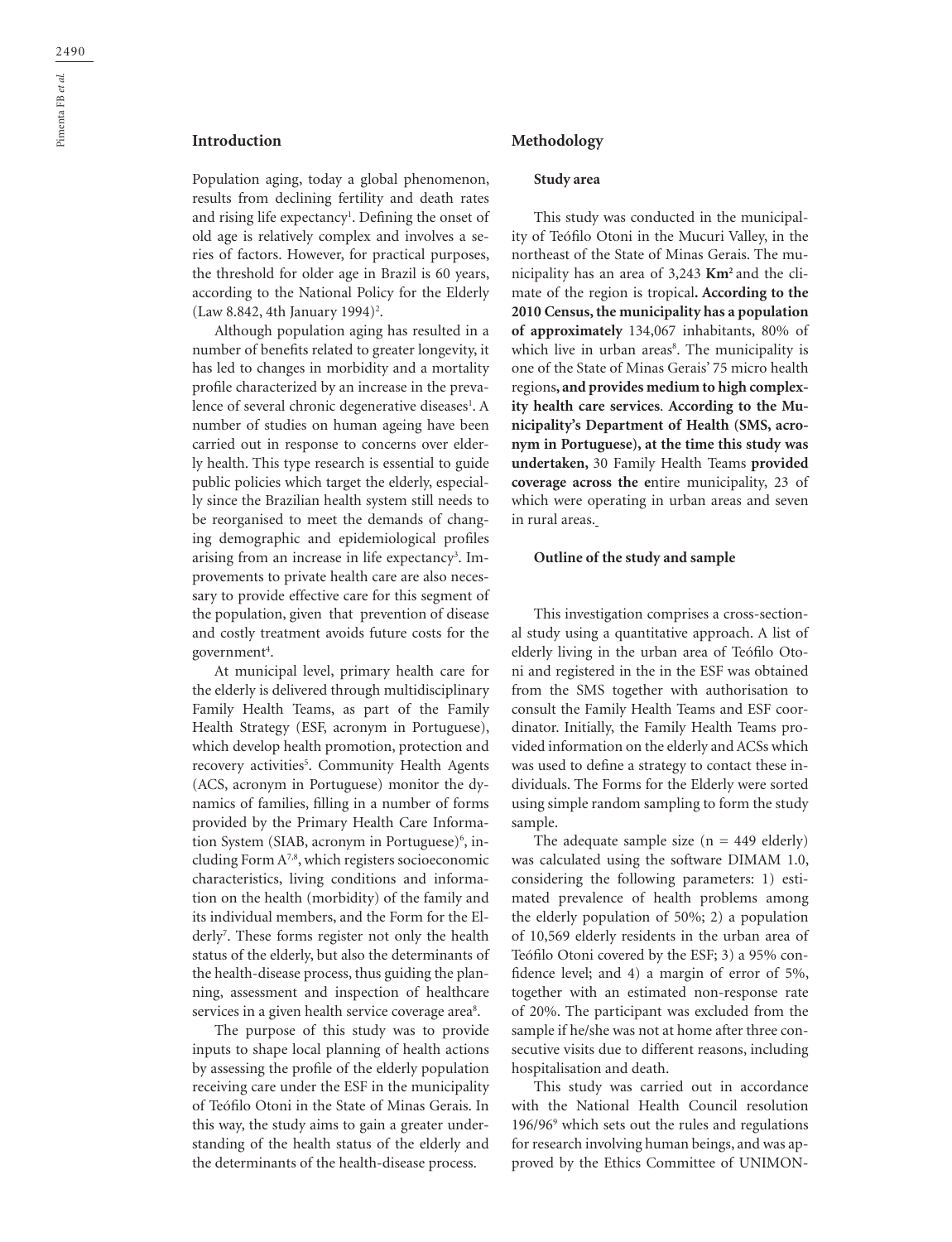## Introduction

Population aging, today a global phenomenon, results from declining fertility and death rates and rising life expectancy[1]. Defining the onset of old age is relatively complex and involves a series of factors. However, for practical purposes, the threshold for older age in Brazil is 60 years, according to the National Policy for the Elderly (Law 8.842, 4th January 1994)[2].

Although population aging has resulted in a number of benefits related to greater longevity, it has led to changes in morbidity and a mortality profile characterized by an increase in the prevalence of several chronic degenerative diseases[1]. A number of studies on human ageing have been carried out in response to concerns over elderly health. This type research is essential to guide public policies which target the elderly, especially since the Brazilian health system still needs to be reorganised to meet the demands of changing demographic and epidemiological profiles arising from an increase in life expectancy[3]. Improvements to private health care are also necessary to provide effective care for this segment of the population, given that prevention of disease and costly treatment avoids future costs for the government[4].

At municipal level, primary health care for the elderly is delivered through multidisciplinary Family Health Teams, as part of the Family Health Strategy (ESF, acronym in Portuguese), which develop health promotion, protection and recovery activities[5]. Community Health Agents (ACS, acronym in Portuguese) monitor the dynamics of families, filling in a number of forms provided by the Primary Health Care Information System (SIAB, acronym in Portuguese)[6], including Form A[7,8], which registers socioeconomic characteristics, living conditions and information on the health (morbidity) of the family and its individual members, and the Form for the Elderly[7]. These forms register not only the health status of the elderly, but also the determinants of the health-disease process, thus guiding the planning, assessment and inspection of healthcare services in a given health service coverage area[8].

The purpose of this study was to provide inputs to shape local planning of health actions by assessing the profile of the elderly population receiving care under the ESF in the municipality of Teófilo Otoni in the State of Minas Gerais. In this way, the study aims to gain a greater understanding of the health status of the elderly and the determinants of the health-disease process.

## Methodology

### Study area

This study was conducted in the municipality of Teófilo Otoni in the Mucuri Valley, in the northeast of the State of Minas Gerais. The municipality has an area of 3,243 **Km²** and the climate of the region is tropical**. According to the 2010 Census, the municipality has a population of approximately** 134,067 inhabitants, 80% of which live in urban areas[8]. The municipality is one of the State of Minas Gerais' 75 micro health regions**, and provides medium to high complexity health care services**. **According to the Municipality's Department of Health (SMS, acronym in Portuguese), at the time this study was undertaken,** 30 Family Health Teams **provided coverage across the e**ntire municipality, 23 of which were operating in urban areas and seven in rural areas.

### Outline of the study and sample

This investigation comprises a cross-sectional study using a quantitative approach. A list of elderly living in the urban area of Teófilo Otoni and registered in the in the ESF was obtained from the SMS together with authorisation to consult the Family Health Teams and ESF coordinator. Initially, the Family Health Teams provided information on the elderly and ACSs which was used to define a strategy to contact these individuals. The Forms for the Elderly were sorted using simple random sampling to form the study sample.

The adequate sample size (n = 449 elderly) was calculated using the software DIMAM 1.0, considering the following parameters: 1) estimated prevalence of health problems among the elderly population of 50%; 2) a population of 10,569 elderly residents in the urban area of Teófilo Otoni covered by the ESF; 3) a 95% confidence level; and 4) a margin of error of 5%, together with an estimated non-response rate of 20%. The participant was excluded from the sample if he/she was not at home after three consecutive visits due to different reasons, including hospitalisation and death.

This study was carried out in accordance with the National Health Council resolution 196/96[9] which sets out the rules and regulations for research involving human beings, and was approved by the Ethics Committee of UNIMON-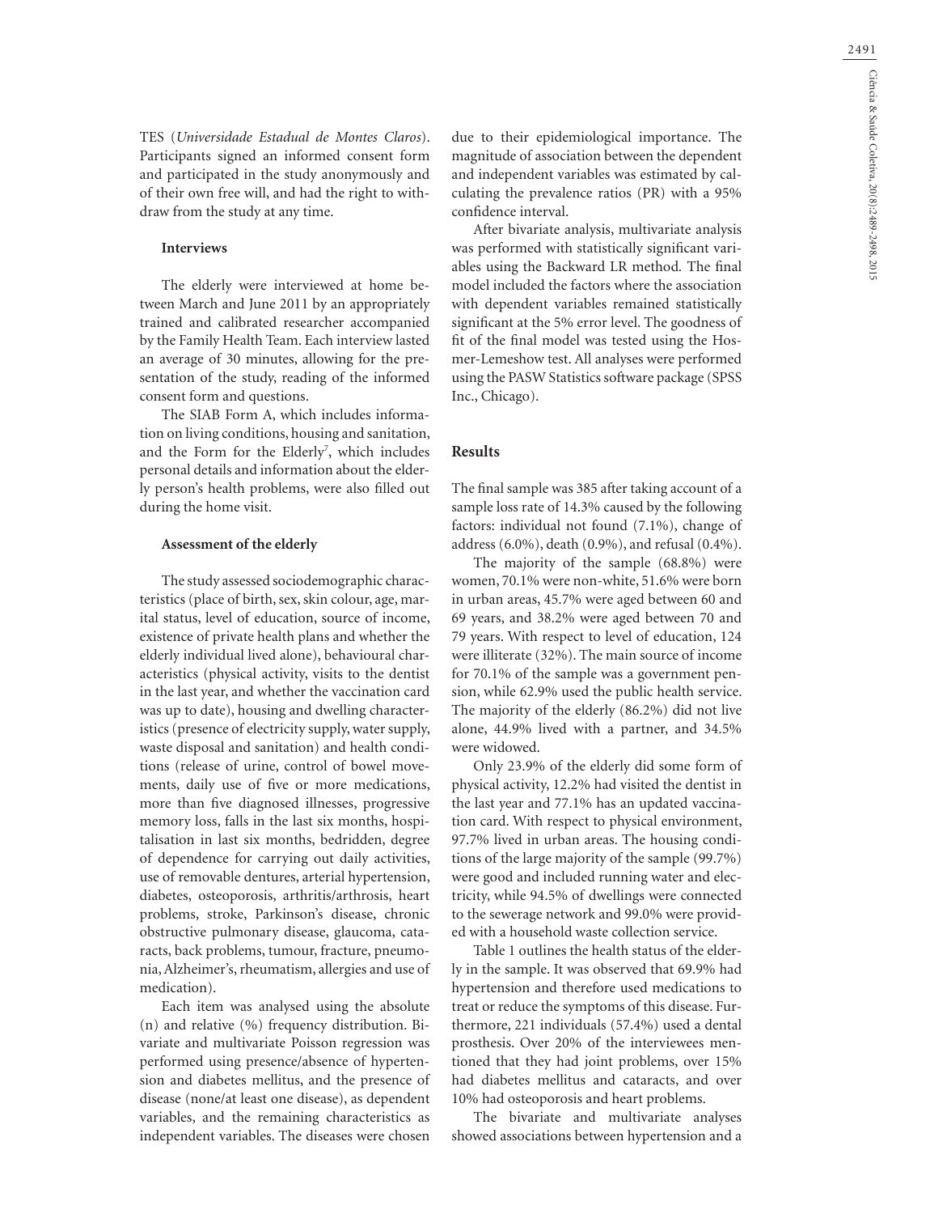TES (*Universidade Estadual de Montes Claros*). Participants signed an informed consent form and participated in the study anonymously and of their own free will, and had the right to withdraw from the study at any time.

### Interviews

The elderly were interviewed at home between March and June 2011 by an appropriately trained and calibrated researcher accompanied by the Family Health Team. Each interview lasted an average of 30 minutes, allowing for the presentation of the study, reading of the informed consent form and questions.

The SIAB Form A, which includes information on living conditions, housing and sanitation, and the Form for the Elderly[7], which includes personal details and information about the elderly person's health problems, were also filled out during the home visit.

### Assessment of the elderly

The study assessed sociodemographic characteristics (place of birth, sex, skin colour, age, marital status, level of education, source of income, existence of private health plans and whether the elderly individual lived alone), behavioural characteristics (physical activity, visits to the dentist in the last year, and whether the vaccination card was up to date), housing and dwelling characteristics (presence of electricity supply, water supply, waste disposal and sanitation) and health conditions (release of urine, control of bowel movements, daily use of five or more medications, more than five diagnosed illnesses, progressive memory loss, falls in the last six months, hospitalisation in last six months, bedridden, degree of dependence for carrying out daily activities, use of removable dentures, arterial hypertension, diabetes, osteoporosis, arthritis/arthrosis, heart problems, stroke, Parkinson's disease, chronic obstructive pulmonary disease, glaucoma, cataracts, back problems, tumour, fracture, pneumonia, Alzheimer's, rheumatism, allergies and use of medication).

Each item was analysed using the absolute (n) and relative (%) frequency distribution. Bivariate and multivariate Poisson regression was performed using presence/absence of hypertension and diabetes mellitus, and the presence of disease (none/at least one disease), as dependent variables, and the remaining characteristics as independent variables. The diseases were chosen due to their epidemiological importance. The magnitude of association between the dependent and independent variables was estimated by calculating the prevalence ratios (PR) with a 95% confidence interval.

After bivariate analysis, multivariate analysis was performed with statistically significant variables using the Backward LR method. The final model included the factors where the association with dependent variables remained statistically significant at the 5% error level. The goodness of fit of the final model was tested using the Hosmer-Lemeshow test. All analyses were performed using the PASW Statistics software package (SPSS Inc., Chicago).

## Results

The final sample was 385 after taking account of a sample loss rate of 14.3% caused by the following factors: individual not found (7.1%), change of address (6.0%), death (0.9%), and refusal (0.4%).

The majority of the sample (68.8%) were women, 70.1% were non-white, 51.6% were born in urban areas, 45.7% were aged between 60 and 69 years, and 38.2% were aged between 70 and 79 years. With respect to level of education, 124 were illiterate (32%). The main source of income for 70.1% of the sample was a government pension, while 62.9% used the public health service. The majority of the elderly (86.2%) did not live alone, 44.9% lived with a partner, and 34.5% were widowed.

Only 23.9% of the elderly did some form of physical activity, 12.2% had visited the dentist in the last year and 77.1% has an updated vaccination card. With respect to physical environment, 97.7% lived in urban areas. The housing conditions of the large majority of the sample (99.7%) were good and included running water and electricity, while 94.5% of dwellings were connected to the sewerage network and 99.0% were provided with a household waste collection service.

Table 1 outlines the health status of the elderly in the sample. It was observed that 69.9% had hypertension and therefore used medications to treat or reduce the symptoms of this disease. Furthermore, 221 individuals (57.4%) used a dental prosthesis. Over 20% of the interviewees mentioned that they had joint problems, over 15% had diabetes mellitus and cataracts, and over 10% had osteoporosis and heart problems.

The bivariate and multivariate analyses showed associations between hypertension and a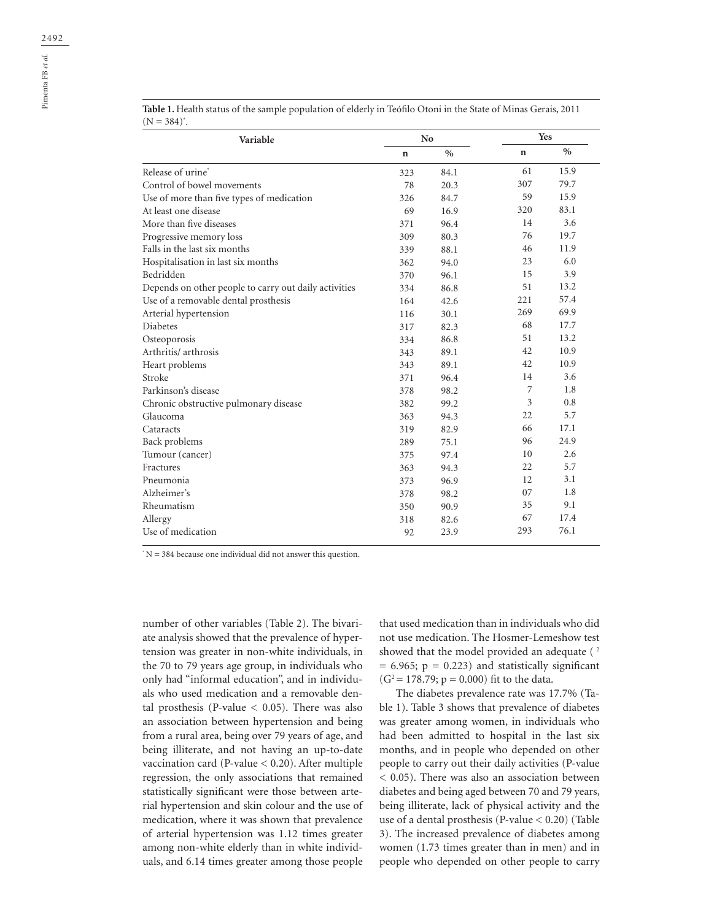**Table 1.** Health status of the sample population of elderly in Teófilo Otoni in the State of Minas Gerais, 2011 (N = 384)*.

| Variable | No | | Yes | |
|---|---|---|---|---|
| | n | % | n | % |
| Release of urine* | 323 | 84.1 | 61 | 15.9 |
| Control of bowel movements | 78 | 20.3 | 307 | 79.7 |
| Use of more than five types of medication | 326 | 84.7 | 59 | 15.9 |
| At least one disease | 69 | 16.9 | 320 | 83.1 |
| More than five diseases | 371 | 96.4 | 14 | 3.6 |
| Progressive memory loss | 309 | 80.3 | 76 | 19.7 |
| Falls in the last six months | 339 | 88.1 | 46 | 11.9 |
| Hospitalisation in last six months | 362 | 94.0 | 23 | 6.0 |
| Bedridden | 370 | 96.1 | 15 | 3.9 |
| Depends on other people to carry out daily activities | 334 | 86.8 | 51 | 13.2 |
| Use of a removable dental prosthesis | 164 | 42.6 | 221 | 57.4 |
| Arterial hypertension | 116 | 30.1 | 269 | 69.9 |
| Diabetes | 317 | 82.3 | 68 | 17.7 |
| Osteoporosis | 334 | 86.8 | 51 | 13.2 |
| Arthritis/ arthrosis | 343 | 89.1 | 42 | 10.9 |
| Heart problems | 343 | 89.1 | 42 | 10.9 |
| Stroke | 371 | 96.4 | 14 | 3.6 |
| Parkinson's disease | 378 | 98.2 | 7 | 1.8 |
| Chronic obstructive pulmonary disease | 382 | 99.2 | 3 | 0.8 |
| Glaucoma | 363 | 94.3 | 22 | 5.7 |
| Cataracts | 319 | 82.9 | 66 | 17.1 |
| Back problems | 289 | 75.1 | 96 | 24.9 |
| Tumour (cancer) | 375 | 97.4 | 10 | 2.6 |
| Fractures | 363 | 94.3 | 22 | 5.7 |
| Pneumonia | 373 | 96.9 | 12 | 3.1 |
| Alzheimer's | 378 | 98.2 | 07 | 1.8 |
| Rheumatism | 350 | 90.9 | 35 | 9.1 |
| Allergy | 318 | 82.6 | 67 | 17.4 |
| Use of medication | 92 | 23.9 | 293 | 76.1 |

* N = 384 because one individual did not answer this question.

number of other variables (Table 2). The bivariate analysis showed that the prevalence of hypertension was greater in non-white individuals, in the 70 to 79 years age group, in individuals who only had "informal education", and in individuals who used medication and a removable dental prosthesis (P-value $< 0.05$). There was also an association between hypertension and being from a rural area, being over 79 years of age, and being illiterate, and not having an up-to-date vaccination card (P-value $< 0.20$). After multiple regression, the only associations that remained statistically significant were those between arterial hypertension and skin colour and the use of medication, where it was shown that prevalence of arterial hypertension was 1.12 times greater among non-white elderly than in white individuals, and 6.14 times greater among those people that used medication than in individuals who did not use medication. The Hosmer-Lemeshow test showed that the model provided an adequate ($\chi^2 = 6.965$; $p = 0.223$) and statistically significant ($G^2 = 178.79$; $p = 0.000$) fit to the data.

The diabetes prevalence rate was 17.7% (Table 1). Table 3 shows that prevalence of diabetes was greater among women, in individuals who had been admitted to hospital in the last six months, and in people who depended on other people to carry out their daily activities (P-value $< 0.05$). There was also an association between diabetes and being aged between 70 and 79 years, being illiterate, lack of physical activity and the use of a dental prosthesis (P-value $< 0.20$) (Table 3). The increased prevalence of diabetes among women (1.73 times greater than in men) and in people who depended on other people to carry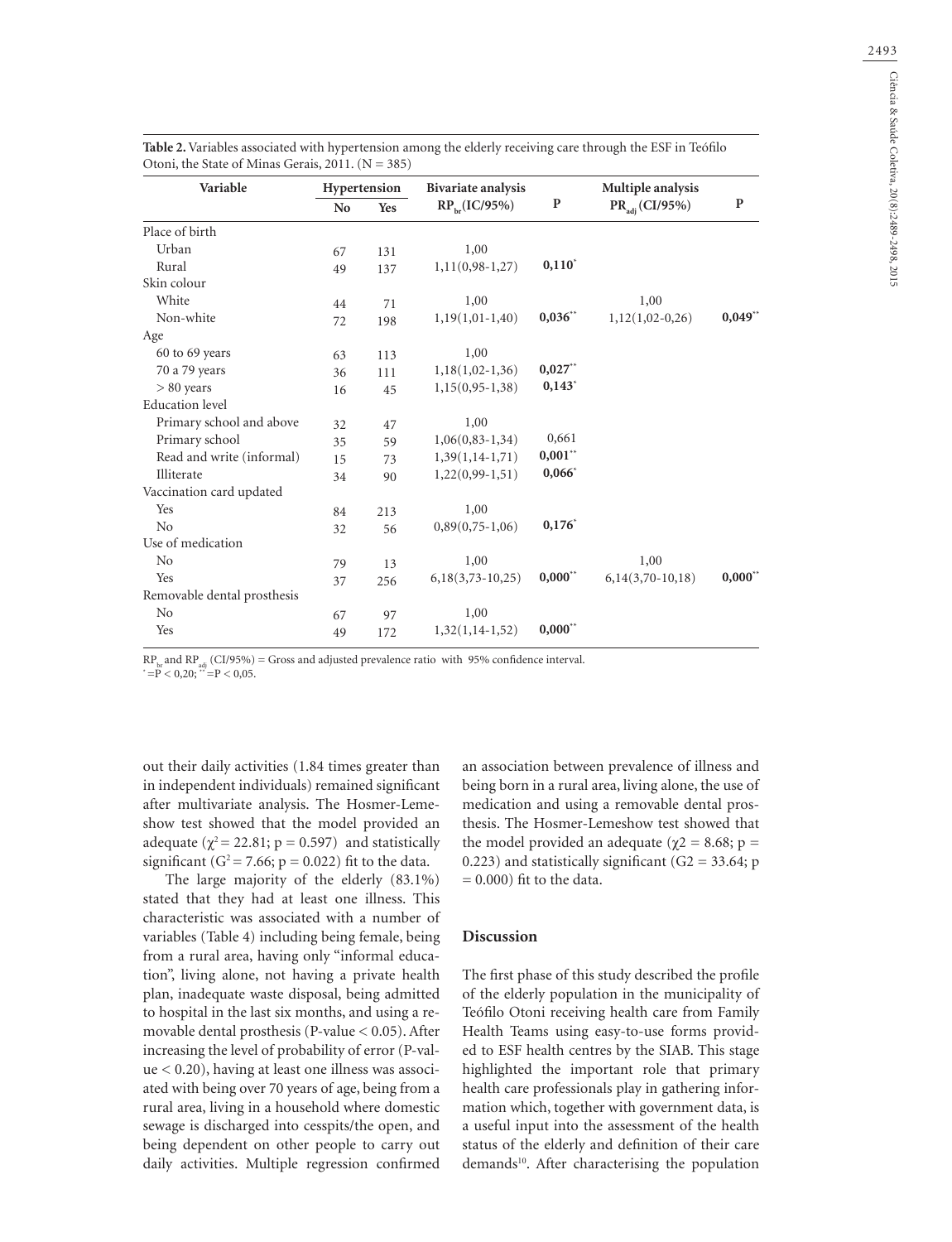**Table 2.** Variables associated with hypertension among the elderly receiving care through the ESF in Teófilo Otoni, the State of Minas Gerais, 2011. (N = 385)

| Variable | Hypertension | | Bivariate analysis | | Multiple analysis | |
|---|---|---|---|---|---|---|
| | No | Yes | $RP_{br}$(IC/95%) | P | $PR_{adj}$ (CI/95%) | P |
| Place of birth | | | | | | |
| Urban | 67 | 131 | 1,00 | | | |
| Rural | 49 | 137 | 1,11(0,98-1,27) | **0,110*** | | |
| Skin colour | | | | | | |
| White | 44 | 71 | 1,00 | | 1,00 | |
| Non-white | 72 | 198 | 1,19(1,01-1,40) | **0,036**** | 1,12(1,02-0,26) | **0,049**** |
| Age | | | | | | |
| 60 to 69 years | 63 | 113 | 1,00 | | | |
| 70 a 79 years | 36 | 111 | 1,18(1,02-1,36) | **0,027**** | | |
| > 80 years | 16 | 45 | 1,15(0,95-1,38) | **0,143*** | | |
| Education level | | | | | | |
| Primary school and above | 32 | 47 | 1,00 | | | |
| Primary school | 35 | 59 | 1,06(0,83-1,34) | 0,661 | | |
| Read and write (informal) | 15 | 73 | 1,39(1,14-1,71) | **0,001**** | | |
| Illiterate | 34 | 90 | 1,22(0,99-1,51) | **0,066*** | | |
| Vaccination card updated | | | | | | |
| Yes | 84 | 213 | 1,00 | | | |
| No | 32 | 56 | 0,89(0,75-1,06) | **0,176*** | | |
| Use of medication | | | | | | |
| No | 79 | 13 | 1,00 | | 1,00 | |
| Yes | 37 | 256 | 6,18(3,73-10,25) | **0,000**** | 6,14(3,70-10,18) | **0,000**** |
| Removable dental prosthesis | | | | | | |
| No | 67 | 97 | 1,00 | | | |
| Yes | 49 | 172 | 1,32(1,14-1,52) | **0,000**** | | |

$RP_{br}$ and $RP_{adj}$ (CI/95%) = Gross and adjusted prevalence ratio with 95% confidence interval.
* =P < 0,20; ** =P < 0,05.

out their daily activities (1.84 times greater than in independent individuals) remained significant after multivariate analysis. The Hosmer-Lemeshow test showed that the model provided an adequate ($\chi^2 = 22.81$; p = 0.597) and statistically significant ($G^2 = 7.66$; p = 0.022) fit to the data.

The large majority of the elderly (83.1%) stated that they had at least one illness. This characteristic was associated with a number of variables (Table 4) including being female, being from a rural area, having only "informal education", living alone, not having a private health plan, inadequate waste disposal, being admitted to hospital in the last six months, and using a removable dental prosthesis (P-value < 0.05). After increasing the level of probability of error (P-value < 0.20), having at least one illness was associated with being over 70 years of age, being from a rural area, living in a household where domestic sewage is discharged into cesspits/the open, and being dependent on other people to carry out daily activities. Multiple regression confirmed an association between prevalence of illness and being born in a rural area, living alone, the use of medication and using a removable dental prosthesis. The Hosmer-Lemeshow test showed that the model provided an adequate ($\chi2 = 8.68$; p = 0.223) and statistically significant ($G2 = 33.64$; p = 0.000) fit to the data.

## Discussion

The first phase of this study described the profile of the elderly population in the municipality of Teófilo Otoni receiving health care from Family Health Teams using easy-to-use forms provided to ESF health centres by the SIAB. This stage highlighted the important role that primary health care professionals play in gathering information which, together with government data, is a useful input into the assessment of the health status of the elderly and definition of their care demands[10]. After characterising the population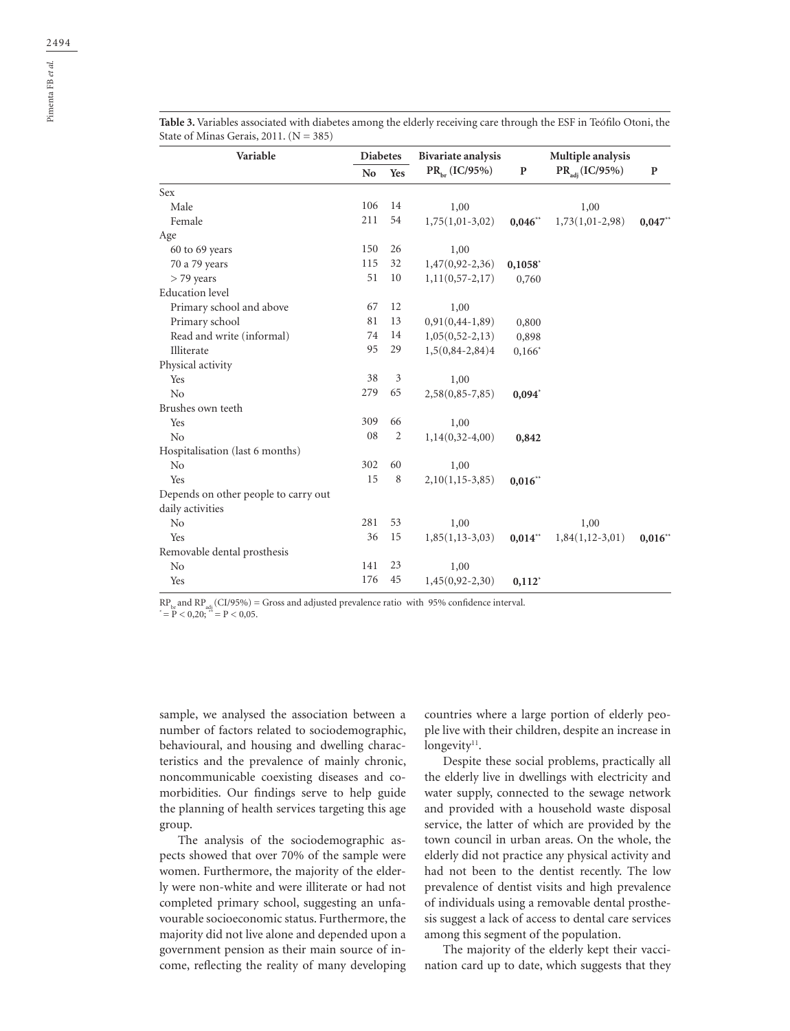**Table 3.** Variables associated with diabetes among the elderly receiving care through the ESF in Teófilo Otoni, the State of Minas Gerais, 2011. (N = 385)

| Variable | Diabetes | | Bivariate analysis | | Multiple analysis | |
|---|---|---|---|---|---|---|
| | No | Yes | $PR_{br}$ (IC/95%) | P | $PR_{adj}$ (IC/95%) | P |
| Sex | | | | | | |
| Male | 106 | 14 | 1,00 | | 1,00 | |
| Female | 211 | 54 | 1,75(1,01-3,02) | **0,046****| 1,73(1,01-2,98) | **0,047**** |
| Age | | | | | | |
| 60 to 69 years | 150 | 26 | 1,00 | | | |
| 70 a 79 years | 115 | 32 | 1,47(0,92-2,36) | **0,1058*** | | |
| > 79 years | 51 | 10 | 1,11(0,57-2,17) | 0,760 | | |
| Education level | | | | | | |
| Primary school and above | 67 | 12 | 1,00 | | | |
| Primary school | 81 | 13 | 0,91(0,44-1,89) | 0,800 | | |
| Read and write (informal) | 74 | 14 | 1,05(0,52-2,13) | 0,898 | | |
| Illiterate | 95 | 29 | 1,5(0,84-2,84)4 | 0,166* | | |
| Physical activity | | | | | | |
| Yes | 38 | 3 | 1,00 | | | |
| No | 279 | 65 | 2,58(0,85-7,85) | **0,094*** | | |
| Brushes own teeth | | | | | | |
| Yes | 309 | 66 | 1,00 | | | |
| No | 08 | 2 | 1,14(0,32-4,00) | **0,842** | | |
| Hospitalisation (last 6 months) | | | | | | |
| No | 302 | 60 | 1,00 | | | |
| Yes | 15 | 8 | 2,10(1,15-3,85) | **0,016**** | | |
| Depends on other people to carry out daily activities | | | | | | |
| No | 281 | 53 | 1,00 | | 1,00 | |
| Yes | 36 | 15 | 1,85(1,13-3,03) | **0,014**** | 1,84(1,12-3,01) | **0,016**** |
| Removable dental prosthesis | | | | | | |
| No | 141 | 23 | 1,00 | | | |
| Yes | 176 | 45 | 1,45(0,92-2,30) | **0,112*** | | |

$RP_{br}$ and $RP_{adj}$ (CI/95%) = Gross and adjusted prevalence ratio with 95% confidence interval.
* = P < 0,20; ** = P < 0,05.

sample, we analysed the association between a number of factors related to sociodemographic, behavioural, and housing and dwelling characteristics and the prevalence of mainly chronic, noncommunicable coexisting diseases and comorbidities. Our findings serve to help guide the planning of health services targeting this age group.

The analysis of the sociodemographic aspects showed that over 70% of the sample were women. Furthermore, the majority of the elderly were non-white and were illiterate or had not completed primary school, suggesting an unfavourable socioeconomic status. Furthermore, the majority did not live alone and depended upon a government pension as their main source of income, reflecting the reality of many developing countries where a large portion of elderly people live with their children, despite an increase in longevity[11].

Despite these social problems, practically all the elderly live in dwellings with electricity and water supply, connected to the sewage network and provided with a household waste disposal service, the latter of which are provided by the town council in urban areas. On the whole, the elderly did not practice any physical activity and had not been to the dentist recently. The low prevalence of dentist visits and high prevalence of individuals using a removable dental prosthesis suggest a lack of access to dental care services among this segment of the population.

The majority of the elderly kept their vaccination card up to date, which suggests that they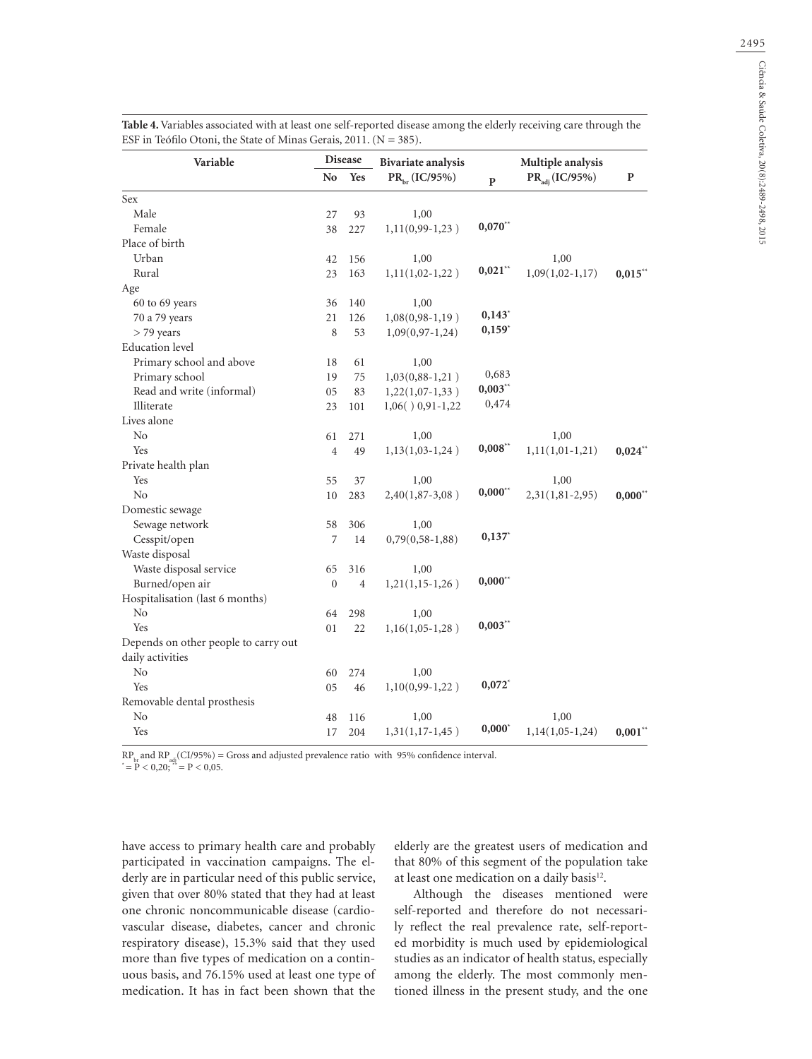**Table 4.** Variables associated with at least one self-reported disease among the elderly receiving care through the ESF in Teófilo Otoni, the State of Minas Gerais, 2011. (N = 385).

| Variable | Disease | | Bivariate analysis | | Multiple analysis | |
|---|---|---|---|---|---|---|
| | No | Yes | $PR_{br}$ (IC/95%) | P | $PR_{adj}$ (IC/95%) | P |
| Sex | | | | | | |
| Male | 27 | 93 | 1,00 | | | |
| Female | 38 | 227 | 1,11(0,99-1,23 ) | **0,070**** | | |
| Place of birth | | | | | | |
| Urban | 42 | 156 | 1,00 | | 1,00 | |
| Rural | 23 | 163 | 1,11(1,02-1,22 ) | **0,021**** | 1,09(1,02-1,17) | **0,015**** |
| Age | | | | | | |
| 60 to 69 years | 36 | 140 | 1,00 | | | |
| 70 a 79 years | 21 | 126 | 1,08(0,98-1,19 ) | **0,143*** | | |
| > 79 years | 8 | 53 | 1,09(0,97-1,24) | **0,159*** | | |
| Education level | | | | | | |
| Primary school and above | 18 | 61 | 1,00 | | | |
| Primary school | 19 | 75 | 1,03(0,88-1,21 ) | 0,683 | | |
| Read and write (informal) | 05 | 83 | 1,22(1,07-1,33 ) | **0,003**** | | |
| Illiterate | 23 | 101 | 1,06( ) 0,91-1,22 | 0,474 | | |
| Lives alone | | | | | | |
| No | 61 | 271 | 1,00 | | 1,00 | |
| Yes | 4 | 49 | 1,13(1,03-1,24 ) | **0,008**** | 1,11(1,01-1,21) | **0,024**** |
| Private health plan | | | | | | |
| Yes | 55 | 37 | 1,00 | | 1,00 | |
| No | 10 | 283 | 2,40(1,87-3,08 ) | **0,000**** | 2,31(1,81-2,95) | **0,000**** |
| Domestic sewage | | | | | | |
| Sewage network | 58 | 306 | 1,00 | | | |
| Cesspit/open | 7 | 14 | 0,79(0,58-1,88) | **0,137*** | | |
| Waste disposal | | | | | | |
| Waste disposal service | 65 | 316 | 1,00 | | | |
| Burned/open air | 0 | 4 | 1,21(1,15-1,26 ) | **0,000**** | | |
| Hospitalisation (last 6 months) | | | | | | |
| No | 64 | 298 | 1,00 | | | |
| Yes | 01 | 22 | 1,16(1,05-1,28 ) | **0,003**** | | |
| Depends on other people to carry out daily activities | | | | | | |
| No | 60 | 274 | 1,00 | | | |
| Yes | 05 | 46 | 1,10(0,99-1,22 ) | **0,072*** | | |
| Removable dental prosthesis | | | | | | |
| No | 48 | 116 | 1,00 | | 1,00 | |
| Yes | 17 | 204 | 1,31(1,17-1,45 ) | **0,000*** | 1,14(1,05-1,24) | **0,001**** |

$RP_{br}$ and $RP_{adj}$(CI/95%) = Gross and adjusted prevalence ratio with 95% confidence interval.
* = P < 0,20; ** = P < 0,05.

have access to primary health care and probably participated in vaccination campaigns. The elderly are in particular need of this public service, given that over 80% stated that they had at least one chronic noncommunicable disease (cardiovascular disease, diabetes, cancer and chronic respiratory disease), 15.3% said that they used more than five types of medication on a continuous basis, and 76.15% used at least one type of medication. It has in fact been shown that the elderly are the greatest users of medication and that 80% of this segment of the population take at least one medication on a daily basis[12].

Although the diseases mentioned were self-reported and therefore do not necessarily reflect the real prevalence rate, self-reported morbidity is much used by epidemiological studies as an indicator of health status, especially among the elderly. The most commonly mentioned illness in the present study, and the one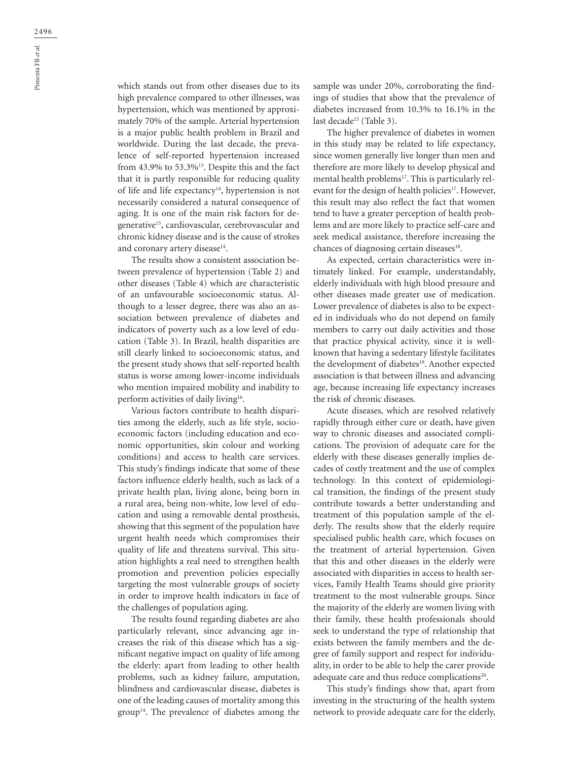which stands out from other diseases due to its high prevalence compared to other illnesses, was hypertension, which was mentioned by approximately 70% of the sample. Arterial hypertension is a major public health problem in Brazil and worldwide. During the last decade, the prevalence of self-reported hypertension increased from 43.9% to 53.3%[13]. Despite this and the fact that it is partly responsible for reducing quality of life and life expectancy[14], hypertension is not necessarily considered a natural consequence of aging. It is one of the main risk factors for degenerative[15], cardiovascular, cerebrovascular and chronic kidney disease and is the cause of strokes and coronary artery disease[14].

The results show a consistent association between prevalence of hypertension (Table 2) and other diseases (Table 4) which are characteristic of an unfavourable socioeconomic status. Although to a lesser degree, there was also an association between prevalence of diabetes and indicators of poverty such as a low level of education (Table 3). In Brazil, health disparities are still clearly linked to socioeconomic status, and the present study shows that self-reported health status is worse among lower-income individuals who mention impaired mobility and inability to perform activities of daily living[16].

Various factors contribute to health disparities among the elderly, such as life style, socioeconomic factors (including education and economic opportunities, skin colour and working conditions) and access to health care services. This study's findings indicate that some of these factors influence elderly health, such as lack of a private health plan, living alone, being born in a rural area, being non-white, low level of education and using a removable dental prosthesis, showing that this segment of the population have urgent health needs which compromises their quality of life and threatens survival. This situation highlights a real need to strengthen health promotion and prevention policies especially targeting the most vulnerable groups of society in order to improve health indicators in face of the challenges of population aging.

The results found regarding diabetes are also particularly relevant, since advancing age increases the risk of this disease which has a significant negative impact on quality of life among the elderly: apart from leading to other health problems, such as kidney failure, amputation, blindness and cardiovascular disease, diabetes is one of the leading causes of mortality among this group[14]. The prevalence of diabetes among the sample was under 20%, corroborating the findings of studies that show that the prevalence of diabetes increased from 10.3% to 16.1% in the last decade[13] (Table 3).

The higher prevalence of diabetes in women in this study may be related to life expectancy, since women generally live longer than men and therefore are more likely to develop physical and mental health problems[17]. This is particularly relevant for the design of health policies[17]. However, this result may also reflect the fact that women tend to have a greater perception of health problems and are more likely to practice self-care and seek medical assistance, therefore increasing the chances of diagnosing certain diseases[18].

As expected, certain characteristics were intimately linked. For example, understandably, elderly individuals with high blood pressure and other diseases made greater use of medication. Lower prevalence of diabetes is also to be expected in individuals who do not depend on family members to carry out daily activities and those that practice physical activity, since it is well-known that having a sedentary lifestyle facilitates the development of diabetes[19]. Another expected association is that between illness and advancing age, because increasing life expectancy increases the risk of chronic diseases.

Acute diseases, which are resolved relatively rapidly through either cure or death, have given way to chronic diseases and associated complications. The provision of adequate care for the elderly with these diseases generally implies decades of costly treatment and the use of complex technology. In this context of epidemiological transition, the findings of the present study contribute towards a better understanding and treatment of this population sample of the elderly. The results show that the elderly require specialised public health care, which focuses on the treatment of arterial hypertension. Given that this and other diseases in the elderly were associated with disparities in access to health services, Family Health Teams should give priority treatment to the most vulnerable groups. Since the majority of the elderly are women living with their family, these health professionals should seek to understand the type of relationship that exists between the family members and the degree of family support and respect for individuality, in order to be able to help the carer provide adequate care and thus reduce complications[20].

This study's findings show that, apart from investing in the structuring of the health system network to provide adequate care for the elderly,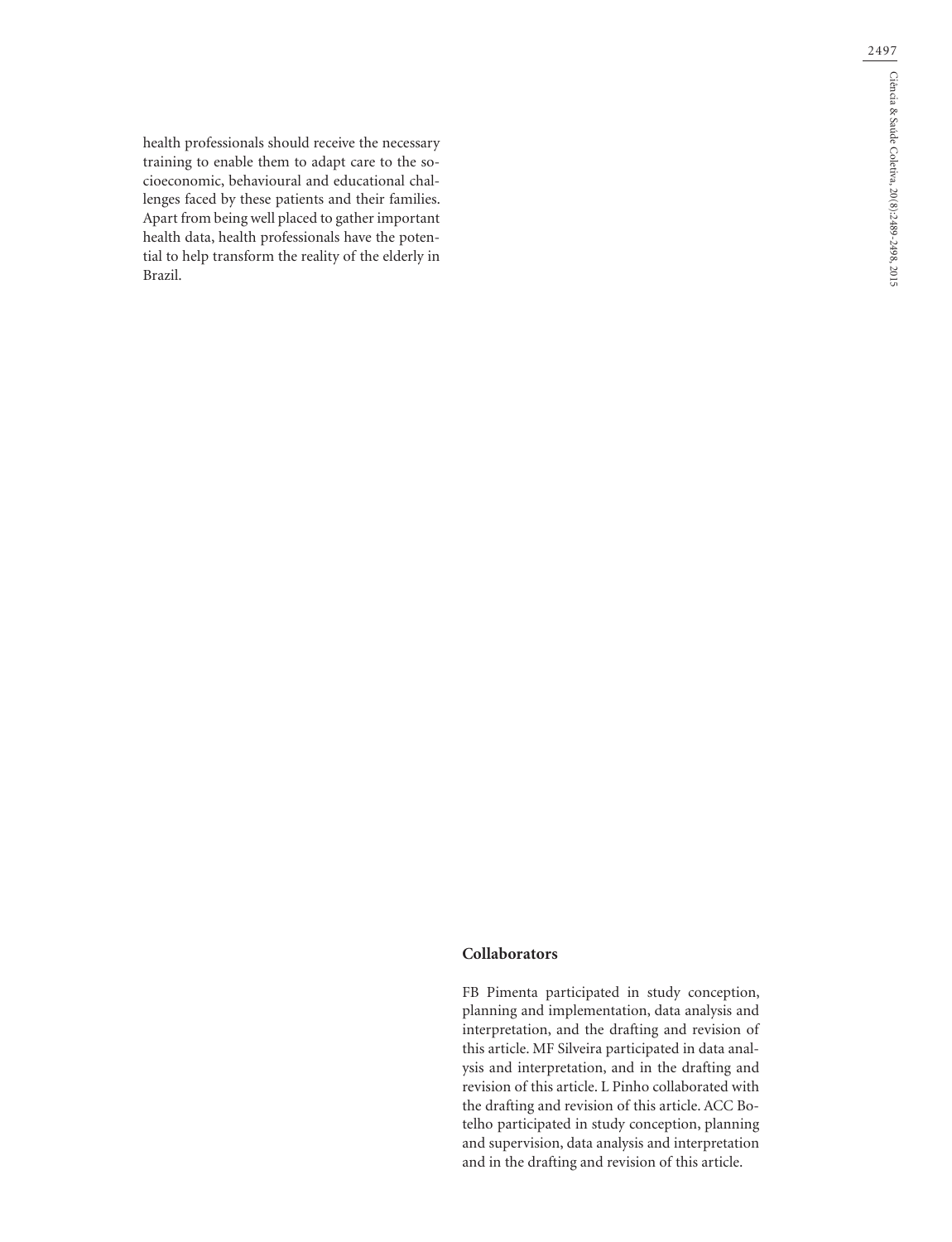health professionals should receive the necessary training to enable them to adapt care to the socioeconomic, behavioural and educational challenges faced by these patients and their families. Apart from being well placed to gather important health data, health professionals have the potential to help transform the reality of the elderly in Brazil.

## Collaborators

FB Pimenta participated in study conception, planning and implementation, data analysis and interpretation, and the drafting and revision of this article. MF Silveira participated in data analysis and interpretation, and in the drafting and revision of this article. L Pinho collaborated with the drafting and revision of this article. ACC Botelho participated in study conception, planning and supervision, data analysis and interpretation and in the drafting and revision of this article.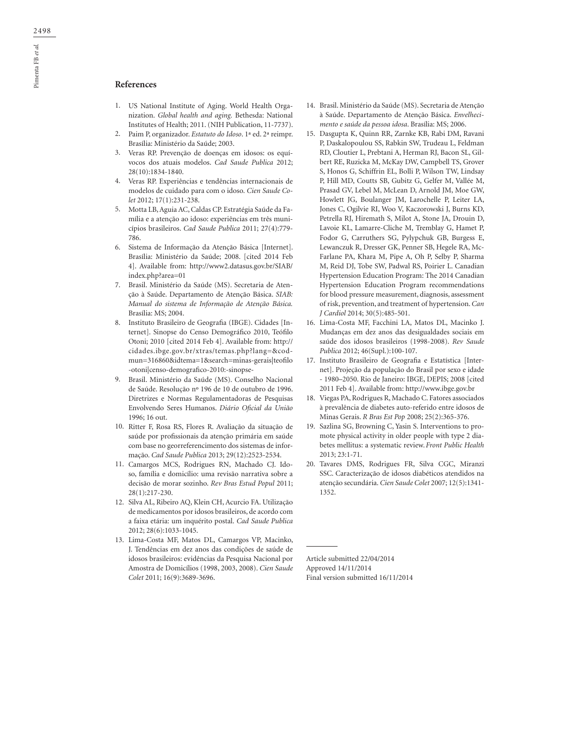## References

1. US National Institute of Aging. World Health Organization. *Global health and aging.* Bethesda: National Institutes of Health; 2011. (NIH Publication, 11-7737).
2. Paim P, organizador. *Estatuto do Idoso*. 1ª ed. 2ª reimpr. Brasília: Ministério da Saúde; 2003.
3. Veras RP. Prevenção de doenças em idosos: os equívocos dos atuais modelos. *Cad Saude Publica* 2012; 28(10):1834-1840.
4. Veras RP. Experiências e tendências internacionais de modelos de cuidado para com o idoso. *Cien Saude Colet* 2012; 17(1):231-238.
5. Motta LB, Aguia AC, Caldas CP. Estratégia Saúde da Família e a atenção ao idoso: experiências em três municípios brasileiros. *Cad Saude Publica* 2011; 27(4):779-786.
6. Sistema de Informação da Atenção Básica [Internet]. Brasília: Ministério da Saúde; 2008. [cited 2014 Feb 4]. Available from: http://www2.datasus.gov.br/SIAB/index.php?area=01
7. Brasil. Ministério da Saúde (MS). Secretaria de Atenção à Saúde. Departamento de Atenção Básica. *SIAB: Manual do sistema de Informação de Atenção Básica.* Brasília: MS; 2004.
8. Instituto Brasileiro de Geografia (IBGE). Cidades [Internet]. Sinopse do Censo Demográfico 2010, Teófilo Otoni; 2010 [cited 2014 Feb 4]. Available from: http://cidades.ibge.gov.br/xtras/temas.php?lang=&codmun=316860&idtema=1&search=minas-gerais|teofilo-otoni|censo-demografico-2010:-sinopse-
9. Brasil. Ministério da Saúde (MS). Conselho Nacional de Saúde. Resolução nº 196 de 10 de outubro de 1996. Diretrizes e Normas Regulamentadoras de Pesquisas Envolvendo Seres Humanos. *Diário Oficial da União* 1996; 16 out.
10. Ritter F, Rosa RS, Flores R. Avaliação da situação de saúde por profissionais da atenção primária em saúde com base no georreferenciamento dos sistemas de informação. *Cad Saude Publica* 2013; 29(12):2523-2534.
11. Camargos MCS, Rodrigues RN, Machado CJ. Idoso, família e domicílio: uma revisão narrativa sobre a decisão de morar sozinho. *Rev Bras Estud Popul* 2011; 28(1):217-230.
12. Silva AL, Ribeiro AQ, Klein CH, Acurcio FA. Utilização de medicamentos por idosos brasileiros, de acordo com a faixa etária: um inquérito postal. *Cad Saude Publica* 2012; 28(6):1033-1045.
13. Lima-Costa MF, Matos DL, Camargos VP, Macinko, J. Tendências em dez anos das condições de saúde de idosos brasileiros: evidências da Pesquisa Nacional por Amostra de Domicílios (1998, 2003, 2008). *Cien Saude Colet* 2011; 16(9):3689-3696.
14. Brasil. Ministério da Saúde (MS). Secretaria de Atenção à Saúde. Departamento de Atenção Básica. *Envelhecimento e saúde da pessoa idosa*. Brasília: MS; 2006.
15. Dasgupta K, Quinn RR, Zarnke KB, Rabi DM, Ravani P, Daskalopoulou SS, Rabkin SW, Trudeau L, Feldman RD, Cloutier L, Prebtani A, Herman RJ, Bacon SL, Gilbert RE, Ruzicka M, McKay DW, Campbell TS, Grover S, Honos G, Schiffrin EL, Bolli P, Wilson TW, Lindsay P, Hill MD, Coutts SB, Gubitz G, Gelfer M, Vallée M, Prasad GV, Lebel M, McLean D, Arnold JM, Moe GW, Howlett JG, Boulanger JM, Larochelle P, Leiter LA, Jones C, Ogilvie RI, Woo V, Kaczorowski J, Burns KD, Petrella RJ, Hiremath S, Milot A, Stone JA, Drouin D, Lavoie KL, Lamarre-Cliche M, Tremblay G, Hamet P, Fodor G, Carruthers SG, Pylypchuk GB, Burgess E, Lewanczuk R, Dresser GK, Penner SB, Hegele RA, McFarlane PA, Khara M, Pipe A, Oh P, Selby P, Sharma M, Reid DJ, Tobe SW, Padwal RS, Poirier L. Canadian Hypertension Education Program: The 2014 Canadian Hypertension Education Program recommendations for blood pressure measurement, diagnosis, assessment of risk, prevention, and treatment of hypertension. *Can J Cardiol* 2014; 30(5):485-501.
16. Lima-Costa MF, Facchini LA, Matos DL, Macinko J. Mudanças em dez anos das desigualdades sociais em saúde dos idosos brasileiros (1998-2008). *Rev Saude Publica* 2012; 46(Supl.):100-107.
17. Instituto Brasileiro de Geografia e Estatística [Internet]. Projeção da população do Brasil por sexo e idade - 1980–2050. Rio de Janeiro: IBGE, DEPIS; 2008 [cited 2011 Feb 4]. Available from: http://www.ibge.gov.br
18. Viegas PA, Rodrigues R, Machado C. Fatores associados à prevalência de diabetes auto-referido entre idosos de Minas Gerais. *R Bras Est Pop* 2008; 25(2):365-376.
19. Sazlina SG, Browning C, Yasin S. Interventions to promote physical activity in older people with type 2 diabetes mellitus: a systematic review. *Front Public Health* 2013; 23:1-71.
20. Tavares DMS, Rodrigues FR, Silva CGC, Miranzi SSC. Caracterização de idosos diabéticos atendidos na atenção secundária. *Cien Saude Colet* 2007; 12(5):1341-1352.

Article submitted 22/04/2014
Approved 14/11/2014
Final version submitted 16/11/2014